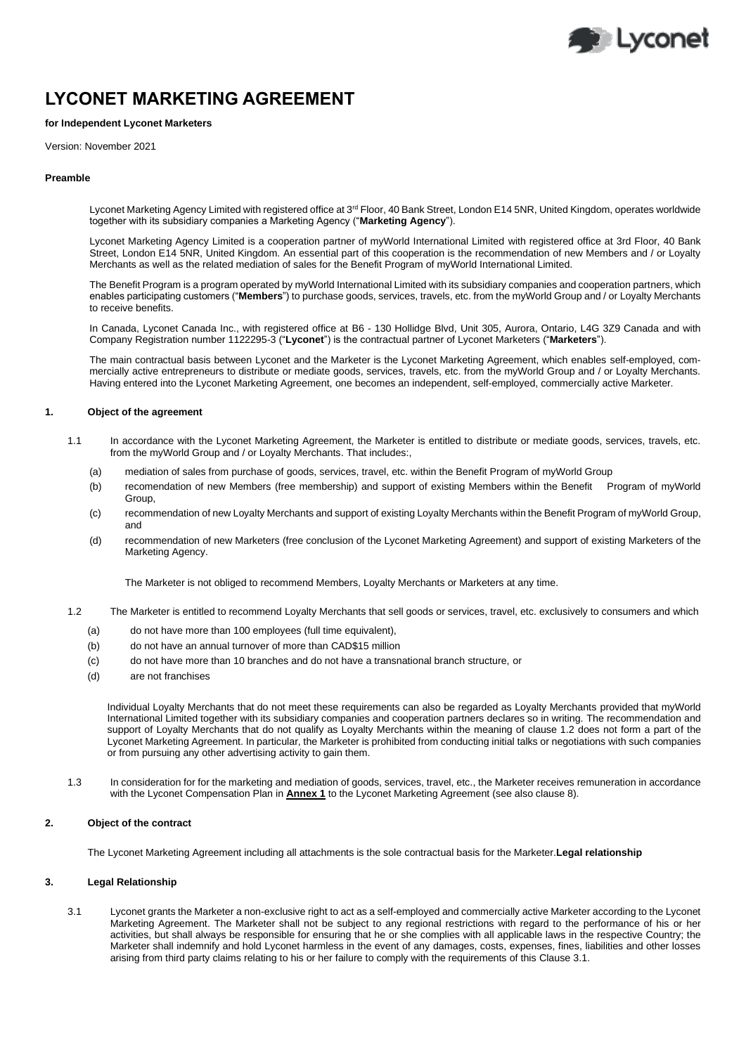# LYCONET MARKETING AGREEMENT

**for Independent Lyconet Marketers**

Version: November 2021

**Preamble**

Lyconet Marketing Agency Limited with registered office at 3rd Floor, 40 Bank Street, London E14 5NR, United Kingdom, operates worldwide together with its subsidiary companies a Marketing Agency ("**Marketing Agency**").

Lyconet Marketing Agency Limited is a cooperation partner of myWorld International Limited with registered office at 3rd Floor, 40 Bank Street, London E14 5NR, United Kingdom. An essential part of this cooperation is the recommendation of new Members and / or Loyalty Merchants as well as the related mediation of sales for the Benefit Program of myWorld International Limited.

The Benefit Program is a program operated by myWorld International Limited with its subsidiary companies and cooperation partners, which enables participating customers ("**Members**") to purchase goods, services, travels, etc. from the myWorld Group and / or Loyalty Merchants to receive benefits.

In Canada, Lyconet Canada Inc., with registered office at B6 - 130 Hollidge Blvd, Unit 305, Aurora, Ontario, L4G 3Z9 Canada and with Company Registration number 1122295-3 ("**Lyconet**") is the contractual partner of Lyconet Marketers ("**Marketers**").

The main contractual basis between Lyconet and the Marketer is the Lyconet Marketing Agreement, which enables self-employed, commercially active entrepreneurs to distribute or mediate goods, services, travels, etc. from the myWorld Group and / or Loyalty Merchants. Having entered into the Lyconet Marketing Agreement, one becomes an independent, self-employed, commercially active Marketer.

## 1. Object of the agreement

1.1 In accordance with the Lyconet Marketing Agreement, the Marketer is entitled to distribute or mediate goods, services, travels, etc. from the myWorld Group and / or Loyalty Merchants. That includes:,

(a) mediation of sales from purchase of goods, services, travel, etc. within the Benefit Program of myWorld Group

(b) recomendation of new Members (free membership) and support of existing Members within the Benefit Program of myWorld Group,

(c) recommendation of new Loyalty Merchants and support of existing Loyalty Merchants within the Benefit Program of myWorld Group, and

(d) recommendation of new Marketers (free conclusion of the Lyconet Marketing Agreement) and support of existing Marketers of the Marketing Agency.

The Marketer is not obliged to recommend Members, Loyalty Merchants or Marketers at any time.

1.2 The Marketer is entitled to recommend Loyalty Merchants that sell goods or services, travel, etc. exclusively to consumers and which

(a) do not have more than 100 employees (full time equivalent),

(b) do not have an annual turnover of more than CAD$15 million

(c) do not have more than 10 branches and do not have a transnational branch structure, or

(d) are not franchises

Individual Loyalty Merchants that do not meet these requirements can also be regarded as Loyalty Merchants provided that myWorld International Limited together with its subsidiary companies and cooperation partners declares so in writing. The recommendation and support of Loyalty Merchants that do not qualify as Loyalty Merchants within the meaning of clause 1.2 does not form a part of the Lyconet Marketing Agreement. In particular, the Marketer is prohibited from conducting initial talks or negotiations with such companies or from pursuing any other advertising activity to gain them.

1.3 In consideration for for the marketing and mediation of goods, services, travel, etc., the Marketer receives remuneration in accordance with the Lyconet Compensation Plan in **Annex 1** to the Lyconet Marketing Agreement (see also clause 8).

## 2. Object of the contract

The Lyconet Marketing Agreement including all attachments is the sole contractual basis for the Marketer.**Legal relationship**

## 3. Legal Relationship

3.1 Lyconet grants the Marketer a non-exclusive right to act as a self-employed and commercially active Marketer according to the Lyconet Marketing Agreement. The Marketer shall not be subject to any regional restrictions with regard to the performance of his or her activities, but shall always be responsible for ensuring that he or she complies with all applicable laws in the respective Country; the Marketer shall indemnify and hold Lyconet harmless in the event of any damages, costs, expenses, fines, liabilities and other losses arising from third party claims relating to his or her failure to comply with the requirements of this Clause 3.1.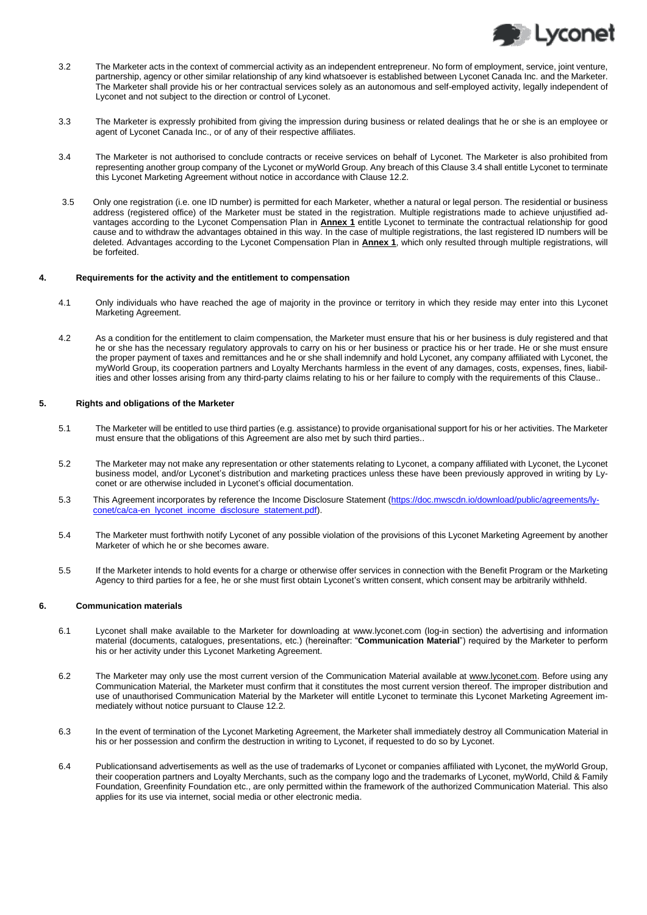3.2 The Marketer acts in the context of commercial activity as an independent entrepreneur. No form of employment, service, joint venture, partnership, agency or other similar relationship of any kind whatsoever is established between Lyconet Canada Inc. and the Marketer. The Marketer shall provide his or her contractual services solely as an autonomous and self-employed activity, legally independent of Lyconet and not subject to the direction or control of Lyconet.

3.3 The Marketer is expressly prohibited from giving the impression during business or related dealings that he or she is an employee or agent of Lyconet Canada Inc., or of any of their respective affiliates.

3.4 The Marketer is not authorised to conclude contracts or receive services on behalf of Lyconet. The Marketer is also prohibited from representing another group company of the Lyconet or myWorld Group. Any breach of this Clause 3.4 shall entitle Lyconet to terminate this Lyconet Marketing Agreement without notice in accordance with Clause 12.2.

3.5 Only one registration (i.e. one ID number) is permitted for each Marketer, whether a natural or legal person. The residential or business address (registered office) of the Marketer must be stated in the registration. Multiple registrations made to achieve unjustified advantages according to the Lyconet Compensation Plan in **Annex 1** entitle Lyconet to terminate the contractual relationship for good cause and to withdraw the advantages obtained in this way. In the case of multiple registrations, the last registered ID numbers will be deleted. Advantages according to the Lyconet Compensation Plan in **Annex 1**, which only resulted through multiple registrations, will be forfeited.

## 4. Requirements for the activity and the entitlement to compensation

4.1 Only individuals who have reached the age of majority in the province or territory in which they reside may enter into this Lyconet Marketing Agreement.

4.2 As a condition for the entitlement to claim compensation, the Marketer must ensure that his or her business is duly registered and that he or she has the necessary regulatory approvals to carry on his or her business or practice his or her trade. He or she must ensure the proper payment of taxes and remittances and he or she shall indemnify and hold Lyconet, any company affiliated with Lyconet, the myWorld Group, its cooperation partners and Loyalty Merchants harmless in the event of any damages, costs, expenses, fines, liabilities and other losses arising from any third-party claims relating to his or her failure to comply with the requirements of this Clause..

## 5. Rights and obligations of the Marketer

5.1 The Marketer will be entitled to use third parties (e.g. assistance) to provide organisational support for his or her activities. The Marketer must ensure that the obligations of this Agreement are also met by such third parties..

5.2 The Marketer may not make any representation or other statements relating to Lyconet, a company affiliated with Lyconet, the Lyconet business model, and/or Lyconet's distribution and marketing practices unless these have been previously approved in writing by Lyconet or are otherwise included in Lyconet's official documentation.

5.3 This Agreement incorporates by reference the Income Disclosure Statement (https://doc.mwscdn.io/download/public/agreements/lyconet/ca/ca-en_lyconet_income_disclosure_statement.pdf).

5.4 The Marketer must forthwith notify Lyconet of any possible violation of the provisions of this Lyconet Marketing Agreement by another Marketer of which he or she becomes aware.

5.5 If the Marketer intends to hold events for a charge or otherwise offer services in connection with the Benefit Program or the Marketing Agency to third parties for a fee, he or she must first obtain Lyconet's written consent, which consent may be arbitrarily withheld.

## 6. Communication materials

6.1 Lyconet shall make available to the Marketer for downloading at www.lyconet.com (log-in section) the advertising and information material (documents, catalogues, presentations, etc.) (hereinafter: "**Communication Material**") required by the Marketer to perform his or her activity under this Lyconet Marketing Agreement.

6.2 The Marketer may only use the most current version of the Communication Material available at www.lyconet.com. Before using any Communication Material, the Marketer must confirm that it constitutes the most current version thereof. The improper distribution and use of unauthorised Communication Material by the Marketer will entitle Lyconet to terminate this Lyconet Marketing Agreement immediately without notice pursuant to Clause 12.2.

6.3 In the event of termination of the Lyconet Marketing Agreement, the Marketer shall immediately destroy all Communication Material in his or her possession and confirm the destruction in writing to Lyconet, if requested to do so by Lyconet.

6.4 Publicationsand advertisements as well as the use of trademarks of Lyconet or companies affiliated with Lyconet, the myWorld Group, their cooperation partners and Loyalty Merchants, such as the company logo and the trademarks of Lyconet, myWorld, Child & Family Foundation, Greenfinity Foundation etc., are only permitted within the framework of the authorized Communication Material. This also applies for its use via internet, social media or other electronic media.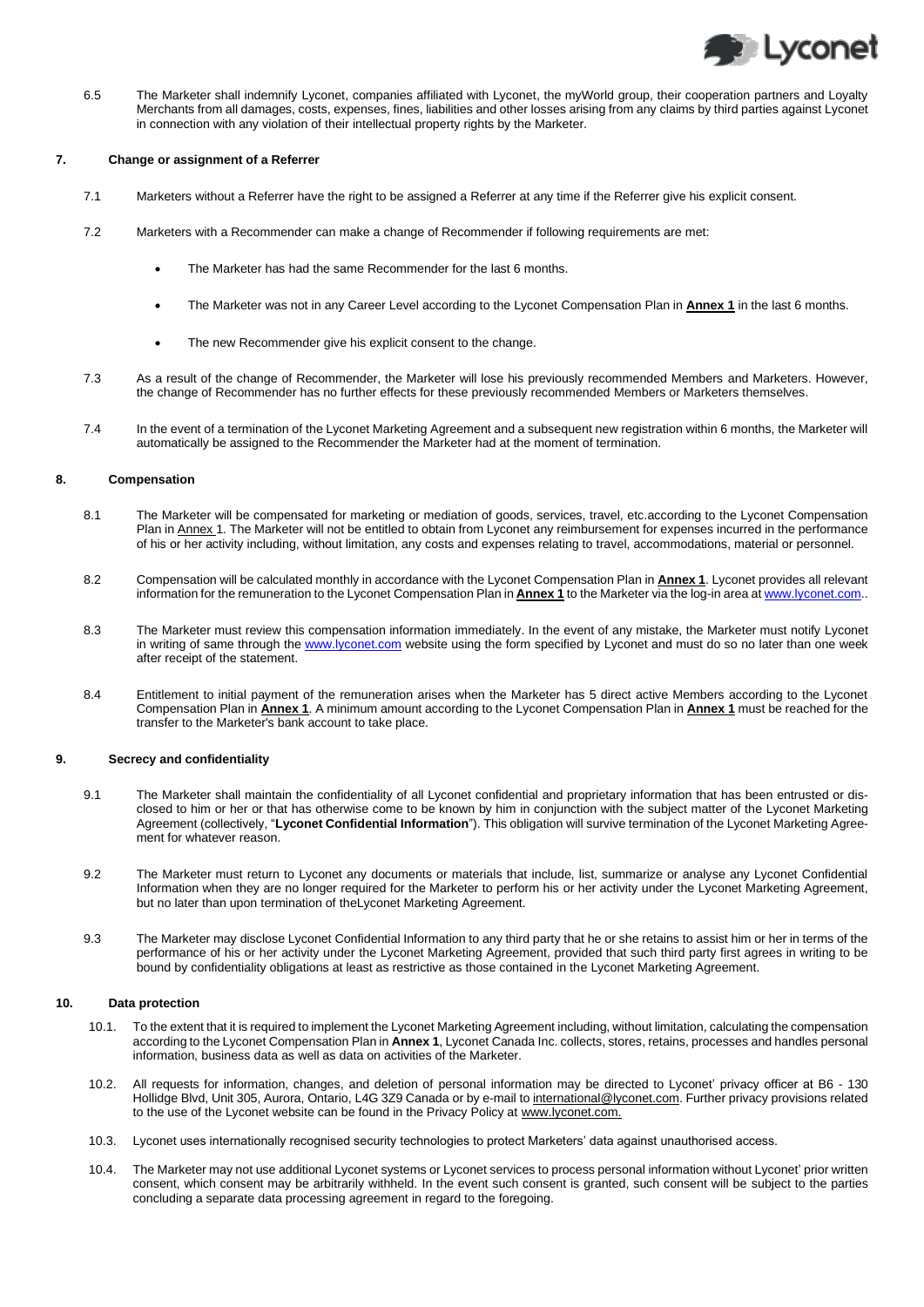6.5 The Marketer shall indemnify Lyconet, companies affiliated with Lyconet, the myWorld group, their cooperation partners and Loyalty Merchants from all damages, costs, expenses, fines, liabilities and other losses arising from any claims by third parties against Lyconet in connection with any violation of their intellectual property rights by the Marketer.

## 7. Change or assignment of a Referrer

7.1 Marketers without a Referrer have the right to be assigned a Referrer at any time if the Referrer give his explicit consent.

7.2 Marketers with a Recommender can make a change of Recommender if following requirements are met:

- The Marketer has had the same Recommender for the last 6 months.
- The Marketer was not in any Career Level according to the Lyconet Compensation Plan in **Annex 1** in the last 6 months.
- The new Recommender give his explicit consent to the change.

7.3 As a result of the change of Recommender, the Marketer will lose his previously recommended Members and Marketers. However, the change of Recommender has no further effects for these previously recommended Members or Marketers themselves.

7.4 In the event of a termination of the Lyconet Marketing Agreement and a subsequent new registration within 6 months, the Marketer will automatically be assigned to the Recommender the Marketer had at the moment of termination.

## 8. Compensation

8.1 The Marketer will be compensated for marketing or mediation of goods, services, travel, etc.according to the Lyconet Compensation Plan in Annex 1. The Marketer will not be entitled to obtain from Lyconet any reimbursement for expenses incurred in the performance of his or her activity including, without limitation, any costs and expenses relating to travel, accommodations, material or personnel.

8.2 Compensation will be calculated monthly in accordance with the Lyconet Compensation Plan in **Annex 1**. Lyconet provides all relevant information for the remuneration to the Lyconet Compensation Plan in **Annex 1** to the Marketer via the log-in area at www.lyconet.com..

8.3 The Marketer must review this compensation information immediately. In the event of any mistake, the Marketer must notify Lyconet in writing of same through the www.lyconet.com website using the form specified by Lyconet and must do so no later than one week after receipt of the statement.

8.4 Entitlement to initial payment of the remuneration arises when the Marketer has 5 direct active Members according to the Lyconet Compensation Plan in **Annex 1**. A minimum amount according to the Lyconet Compensation Plan in **Annex 1** must be reached for the transfer to the Marketer's bank account to take place.

## 9. Secrecy and confidentiality

9.1 The Marketer shall maintain the confidentiality of all Lyconet confidential and proprietary information that has been entrusted or disclosed to him or her or that has otherwise come to be known by him in conjunction with the subject matter of the Lyconet Marketing Agreement (collectively, "**Lyconet Confidential Information**"). This obligation will survive termination of the Lyconet Marketing Agreement for whatever reason.

9.2 The Marketer must return to Lyconet any documents or materials that include, list, summarize or analyse any Lyconet Confidential Information when they are no longer required for the Marketer to perform his or her activity under the Lyconet Marketing Agreement, but no later than upon termination of theLyconet Marketing Agreement.

9.3 The Marketer may disclose Lyconet Confidential Information to any third party that he or she retains to assist him or her in terms of the performance of his or her activity under the Lyconet Marketing Agreement, provided that such third party first agrees in writing to be bound by confidentiality obligations at least as restrictive as those contained in the Lyconet Marketing Agreement.

## 10. Data protection

10.1. To the extent that it is required to implement the Lyconet Marketing Agreement including, without limitation, calculating the compensation according to the Lyconet Compensation Plan in **Annex 1**, Lyconet Canada Inc. collects, stores, retains, processes and handles personal information, business data as well as data on activities of the Marketer.

10.2. All requests for information, changes, and deletion of personal information may be directed to Lyconet' privacy officer at B6 - 130 Hollidge Blvd, Unit 305, Aurora, Ontario, L4G 3Z9 Canada or by e-mail to international@lyconet.com. Further privacy provisions related to the use of the Lyconet website can be found in the Privacy Policy at www.lyconet.com.

10.3. Lyconet uses internationally recognised security technologies to protect Marketers' data against unauthorised access.

10.4. The Marketer may not use additional Lyconet systems or Lyconet services to process personal information without Lyconet' prior written consent, which consent may be arbitrarily withheld. In the event such consent is granted, such consent will be subject to the parties concluding a separate data processing agreement in regard to the foregoing.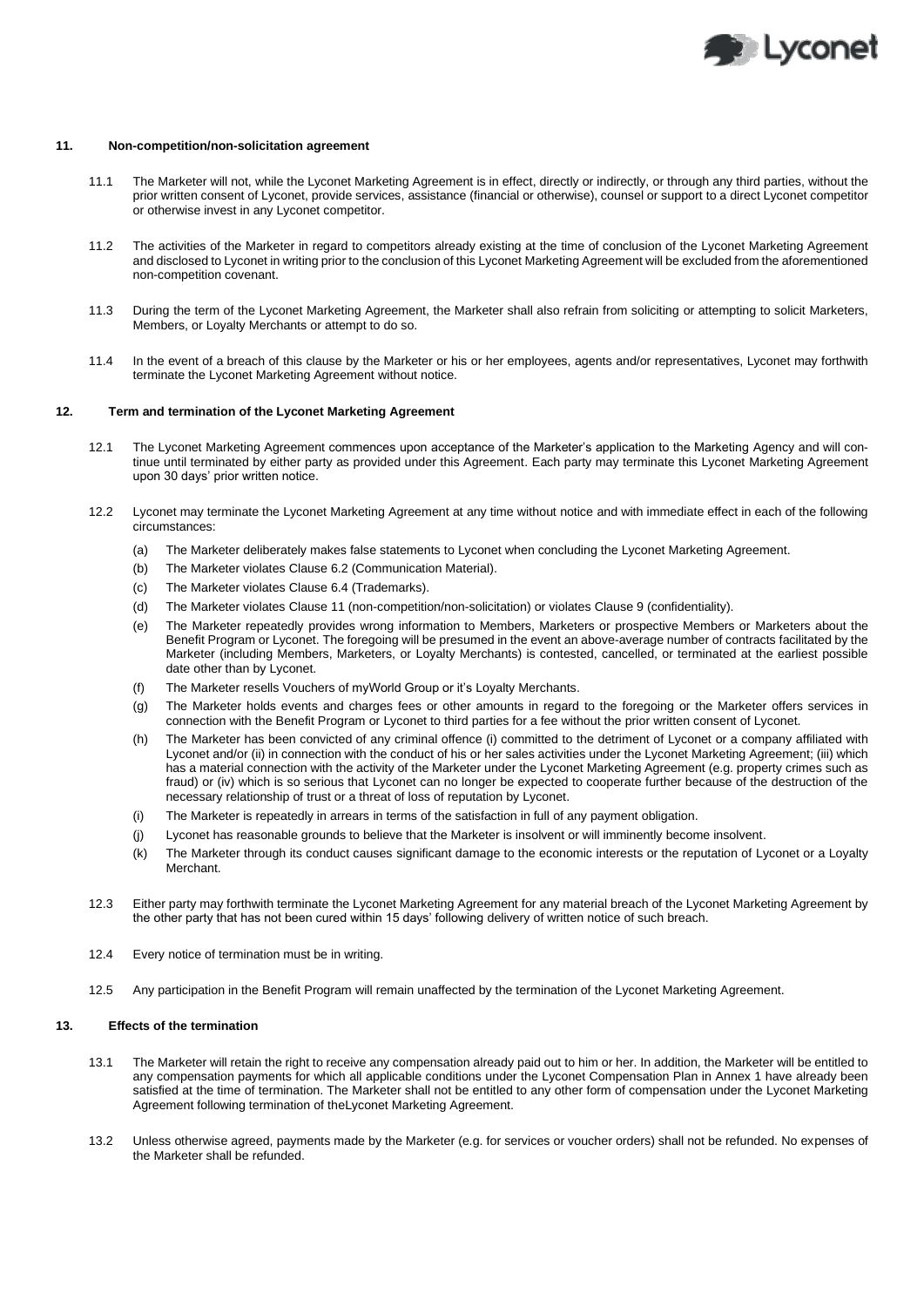## 11. Non-competition/non-solicitation agreement

11.1 The Marketer will not, while the Lyconet Marketing Agreement is in effect, directly or indirectly, or through any third parties, without the prior written consent of Lyconet, provide services, assistance (financial or otherwise), counsel or support to a direct Lyconet competitor or otherwise invest in any Lyconet competitor.

11.2 The activities of the Marketer in regard to competitors already existing at the time of conclusion of the Lyconet Marketing Agreement and disclosed to Lyconet in writing prior to the conclusion of this Lyconet Marketing Agreement will be excluded from the aforementioned non-competition covenant.

11.3 During the term of the Lyconet Marketing Agreement, the Marketer shall also refrain from soliciting or attempting to solicit Marketers, Members, or Loyalty Merchants or attempt to do so.

11.4 In the event of a breach of this clause by the Marketer or his or her employees, agents and/or representatives, Lyconet may forthwith terminate the Lyconet Marketing Agreement without notice.

## 12. Term and termination of the Lyconet Marketing Agreement

12.1 The Lyconet Marketing Agreement commences upon acceptance of the Marketer's application to the Marketing Agency and will continue until terminated by either party as provided under this Agreement. Each party may terminate this Lyconet Marketing Agreement upon 30 days' prior written notice.

12.2 Lyconet may terminate the Lyconet Marketing Agreement at any time without notice and with immediate effect in each of the following circumstances:

(a) The Marketer deliberately makes false statements to Lyconet when concluding the Lyconet Marketing Agreement.

(b) The Marketer violates Clause 6.2 (Communication Material).

(c) The Marketer violates Clause 6.4 (Trademarks).

(d) The Marketer violates Clause 11 (non-competition/non-solicitation) or violates Clause 9 (confidentiality).

(e) The Marketer repeatedly provides wrong information to Members, Marketers or prospective Members or Marketers about the Benefit Program or Lyconet. The foregoing will be presumed in the event an above-average number of contracts facilitated by the Marketer (including Members, Marketers, or Loyalty Merchants) is contested, cancelled, or terminated at the earliest possible date other than by Lyconet.

(f) The Marketer resells Vouchers of myWorld Group or it's Loyalty Merchants.

(g) The Marketer holds events and charges fees or other amounts in regard to the foregoing or the Marketer offers services in connection with the Benefit Program or Lyconet to third parties for a fee without the prior written consent of Lyconet.

(h) The Marketer has been convicted of any criminal offence (i) committed to the detriment of Lyconet or a company affiliated with Lyconet and/or (ii) in connection with the conduct of his or her sales activities under the Lyconet Marketing Agreement; (iii) which has a material connection with the activity of the Marketer under the Lyconet Marketing Agreement (e.g. property crimes such as fraud) or (iv) which is so serious that Lyconet can no longer be expected to cooperate further because of the destruction of the necessary relationship of trust or a threat of loss of reputation by Lyconet.

(i) The Marketer is repeatedly in arrears in terms of the satisfaction in full of any payment obligation.

(j) Lyconet has reasonable grounds to believe that the Marketer is insolvent or will imminently become insolvent.

(k) The Marketer through its conduct causes significant damage to the economic interests or the reputation of Lyconet or a Loyalty Merchant.

12.3 Either party may forthwith terminate the Lyconet Marketing Agreement for any material breach of the Lyconet Marketing Agreement by the other party that has not been cured within 15 days' following delivery of written notice of such breach.

12.4 Every notice of termination must be in writing.

12.5 Any participation in the Benefit Program will remain unaffected by the termination of the Lyconet Marketing Agreement.

## 13. Effects of the termination

13.1 The Marketer will retain the right to receive any compensation already paid out to him or her. In addition, the Marketer will be entitled to any compensation payments for which all applicable conditions under the Lyconet Compensation Plan in Annex 1 have already been satisfied at the time of termination. The Marketer shall not be entitled to any other form of compensation under the Lyconet Marketing Agreement following termination of theLyconet Marketing Agreement.

13.2 Unless otherwise agreed, payments made by the Marketer (e.g. for services or voucher orders) shall not be refunded. No expenses of the Marketer shall be refunded.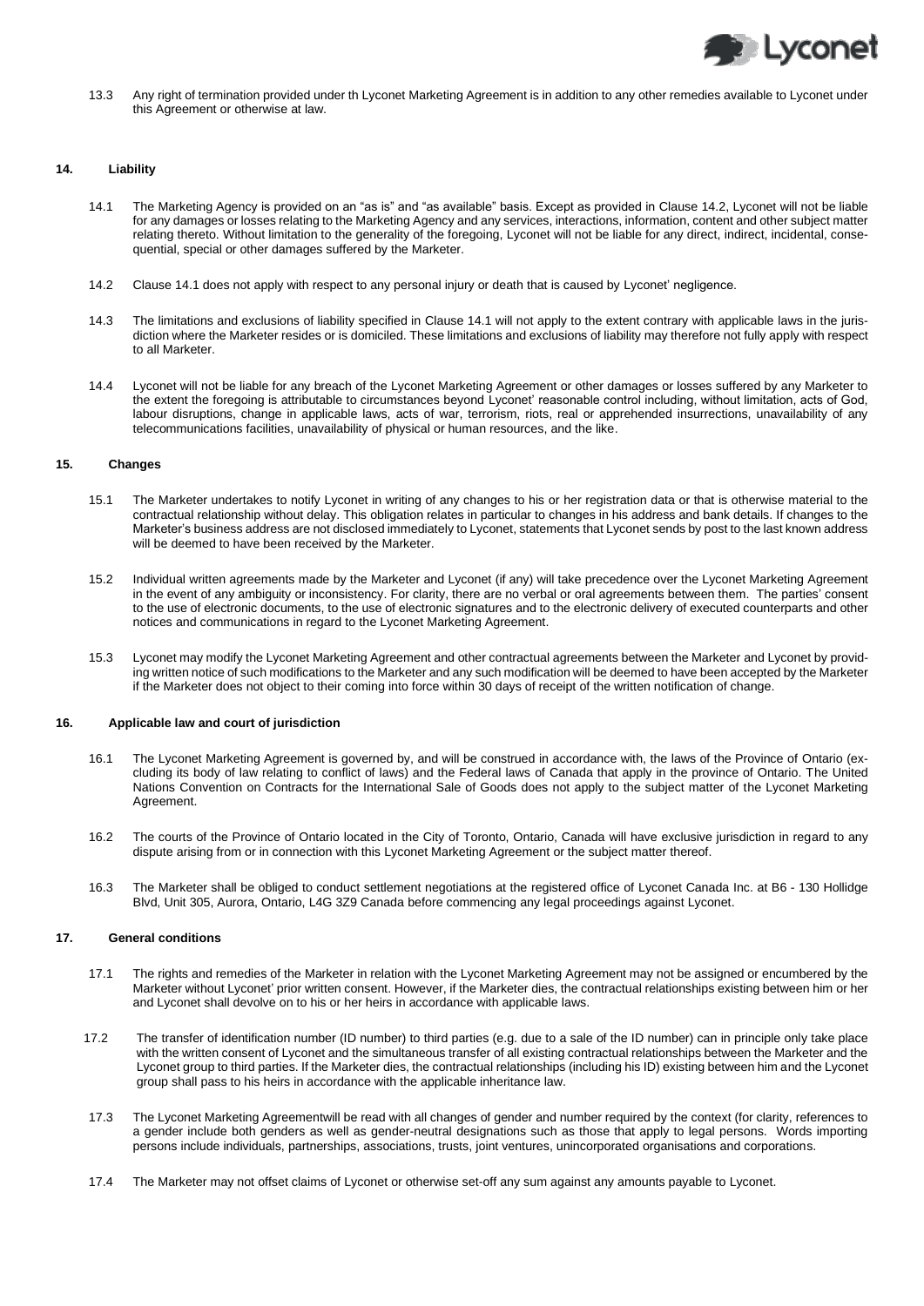13.3 Any right of termination provided under th Lyconet Marketing Agreement is in addition to any other remedies available to Lyconet under this Agreement or otherwise at law.

## 14. Liability

14.1 The Marketing Agency is provided on an "as is" and "as available" basis. Except as provided in Clause 14.2, Lyconet will not be liable for any damages or losses relating to the Marketing Agency and any services, interactions, information, content and other subject matter relating thereto. Without limitation to the generality of the foregoing, Lyconet will not be liable for any direct, indirect, incidental, consequential, special or other damages suffered by the Marketer.

14.2 Clause 14.1 does not apply with respect to any personal injury or death that is caused by Lyconet' negligence.

14.3 The limitations and exclusions of liability specified in Clause 14.1 will not apply to the extent contrary with applicable laws in the jurisdiction where the Marketer resides or is domiciled. These limitations and exclusions of liability may therefore not fully apply with respect to all Marketer.

14.4 Lyconet will not be liable for any breach of the Lyconet Marketing Agreement or other damages or losses suffered by any Marketer to the extent the foregoing is attributable to circumstances beyond Lyconet' reasonable control including, without limitation, acts of God, labour disruptions, change in applicable laws, acts of war, terrorism, riots, real or apprehended insurrections, unavailability of any telecommunications facilities, unavailability of physical or human resources, and the like.

## 15. Changes

15.1 The Marketer undertakes to notify Lyconet in writing of any changes to his or her registration data or that is otherwise material to the contractual relationship without delay. This obligation relates in particular to changes in his address and bank details. If changes to the Marketer's business address are not disclosed immediately to Lyconet, statements that Lyconet sends by post to the last known address will be deemed to have been received by the Marketer.

15.2 Individual written agreements made by the Marketer and Lyconet (if any) will take precedence over the Lyconet Marketing Agreement in the event of any ambiguity or inconsistency. For clarity, there are no verbal or oral agreements between them. The parties' consent to the use of electronic documents, to the use of electronic signatures and to the electronic delivery of executed counterparts and other notices and communications in regard to the Lyconet Marketing Agreement.

15.3 Lyconet may modify the Lyconet Marketing Agreement and other contractual agreements between the Marketer and Lyconet by providing written notice of such modifications to the Marketer and any such modification will be deemed to have been accepted by the Marketer if the Marketer does not object to their coming into force within 30 days of receipt of the written notification of change.

## 16. Applicable law and court of jurisdiction

16.1 The Lyconet Marketing Agreement is governed by, and will be construed in accordance with, the laws of the Province of Ontario (excluding its body of law relating to conflict of laws) and the Federal laws of Canada that apply in the province of Ontario. The United Nations Convention on Contracts for the International Sale of Goods does not apply to the subject matter of the Lyconet Marketing Agreement.

16.2 The courts of the Province of Ontario located in the City of Toronto, Ontario, Canada will have exclusive jurisdiction in regard to any dispute arising from or in connection with this Lyconet Marketing Agreement or the subject matter thereof.

16.3 The Marketer shall be obliged to conduct settlement negotiations at the registered office of Lyconet Canada Inc. at B6 - 130 Hollidge Blvd, Unit 305, Aurora, Ontario, L4G 3Z9 Canada before commencing any legal proceedings against Lyconet.

## 17. General conditions

17.1 The rights and remedies of the Marketer in relation with the Lyconet Marketing Agreement may not be assigned or encumbered by the Marketer without Lyconet' prior written consent. However, if the Marketer dies, the contractual relationships existing between him or her and Lyconet shall devolve on to his or her heirs in accordance with applicable laws.

17.2 The transfer of identification number (ID number) to third parties (e.g. due to a sale of the ID number) can in principle only take place with the written consent of Lyconet and the simultaneous transfer of all existing contractual relationships between the Marketer and the Lyconet group to third parties. If the Marketer dies, the contractual relationships (including his ID) existing between him and the Lyconet group shall pass to his heirs in accordance with the applicable inheritance law.

17.3 The Lyconet Marketing Agreementwill be read with all changes of gender and number required by the context (for clarity, references to a gender include both genders as well as gender-neutral designations such as those that apply to legal persons. Words importing persons include individuals, partnerships, associations, trusts, joint ventures, unincorporated organisations and corporations.

17.4 The Marketer may not offset claims of Lyconet or otherwise set-off any sum against any amounts payable to Lyconet.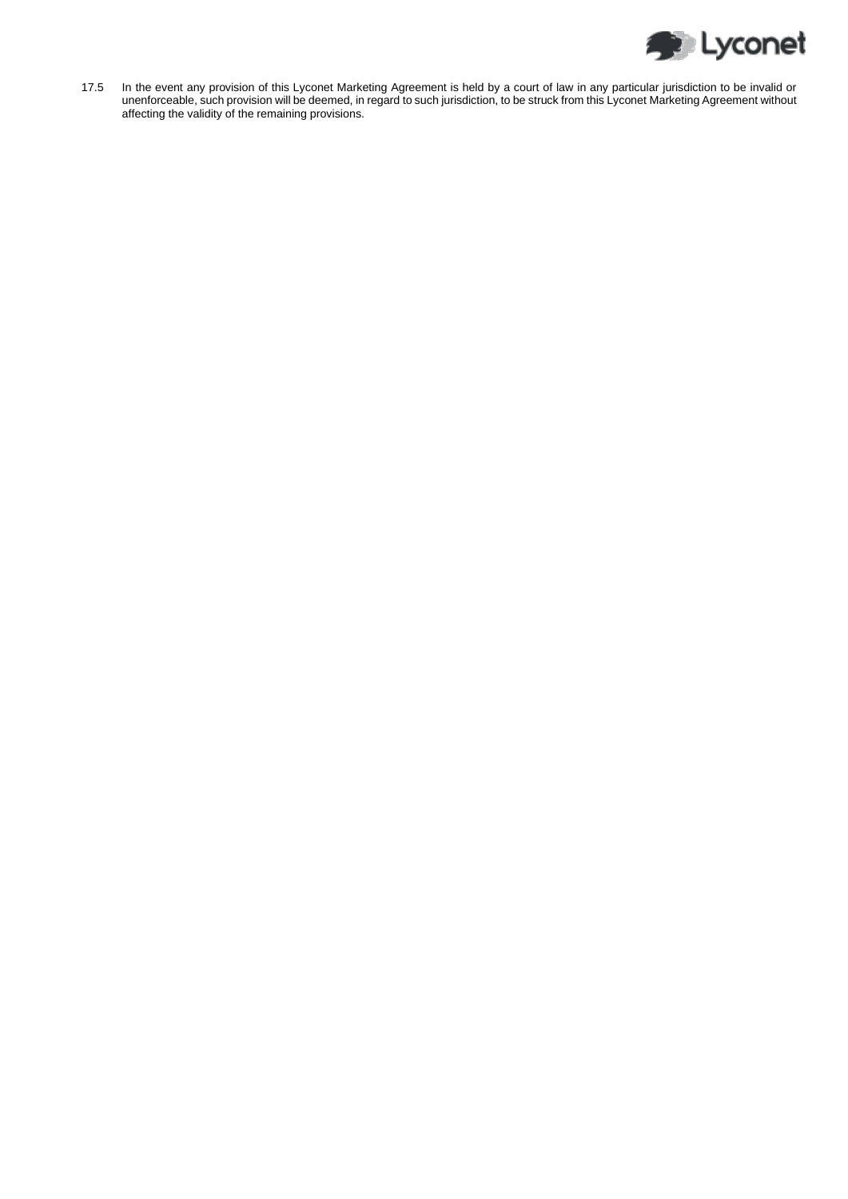17.5 In the event any provision of this Lyconet Marketing Agreement is held by a court of law in any particular jurisdiction to be invalid or unenforceable, such provision will be deemed, in regard to such jurisdiction, to be struck from this Lyconet Marketing Agreement without affecting the validity of the remaining provisions.